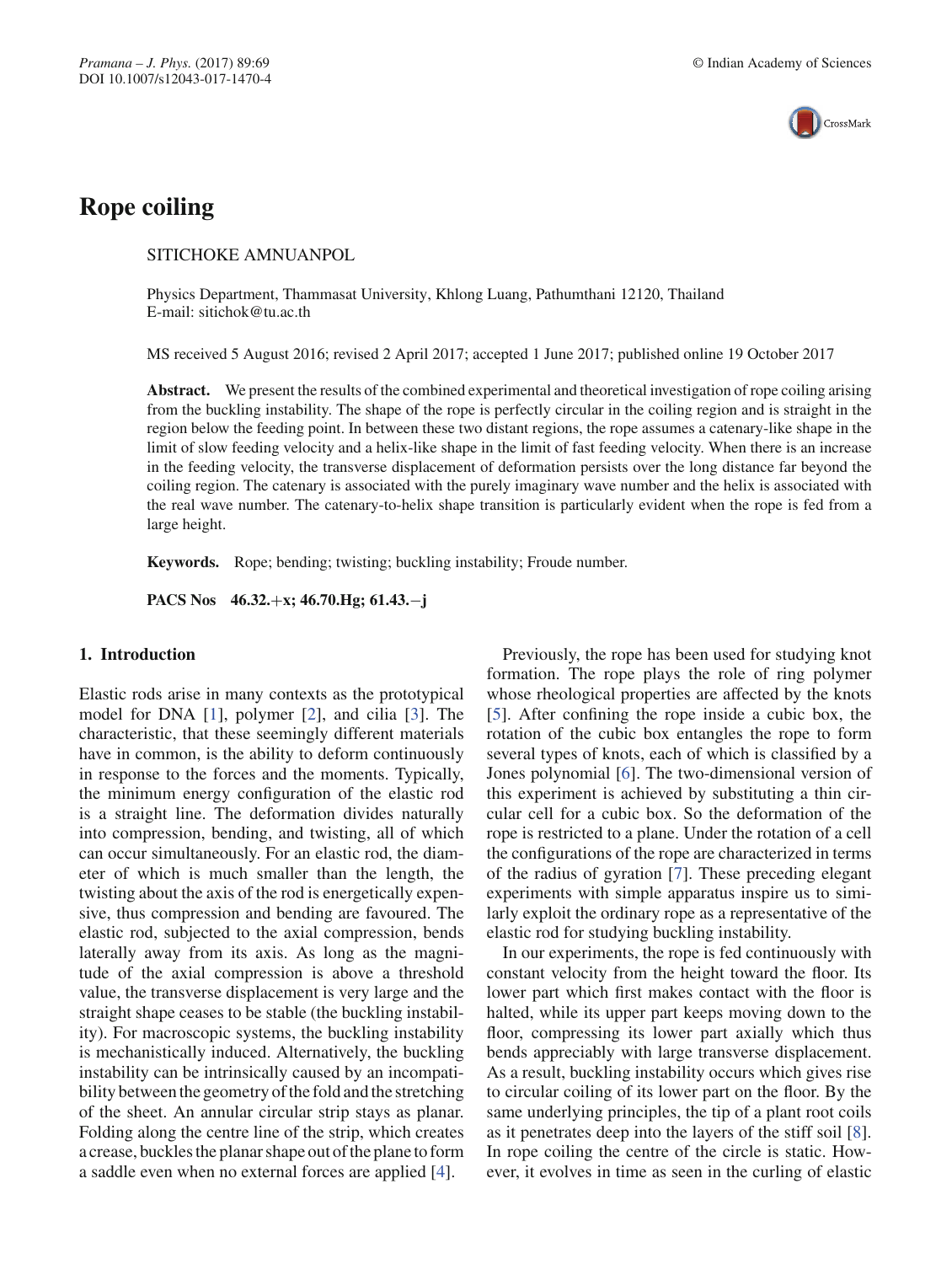# Rope coiling

SITICHOKE AMNUANPOL

Physics Department, Thammasat University, Khlong Luang, Pathumthani 12120, Thailand
E-mail: sitichok@tu.ac.th

MS received 5 August 2016; revised 2 April 2017; accepted 1 June 2017; published online 19 October 2017

**Abstract.** We present the results of the combined experimental and theoretical investigation of rope coiling arising from the buckling instability. The shape of the rope is perfectly circular in the coiling region and is straight in the region below the feeding point. In between these two distant regions, the rope assumes a catenary-like shape in the limit of slow feeding velocity and a helix-like shape in the limit of fast feeding velocity. When there is an increase in the feeding velocity, the transverse displacement of deformation persists over the long distance far beyond the coiling region. The catenary is associated with the purely imaginary wave number and the helix is associated with the real wave number. The catenary-to-helix shape transition is particularly evident when the rope is fed from a large height.

**Keywords.** Rope; bending; twisting; buckling instability; Froude number.

**PACS Nos** 46.32.+x; 46.70.Hg; 61.43.−j

## 1. Introduction

Elastic rods arise in many contexts as the prototypical model for DNA [1], polymer [2], and cilia [3]. The characteristic, that these seemingly different materials have in common, is the ability to deform continuously in response to the forces and the moments. Typically, the minimum energy configuration of the elastic rod is a straight line. The deformation divides naturally into compression, bending, and twisting, all of which can occur simultaneously. For an elastic rod, the diameter of which is much smaller than the length, the twisting about the axis of the rod is energetically expensive, thus compression and bending are favoured. The elastic rod, subjected to the axial compression, bends laterally away from its axis. As long as the magnitude of the axial compression is above a threshold value, the transverse displacement is very large and the straight shape ceases to be stable (the buckling instability). For macroscopic systems, the buckling instability is mechanistically induced. Alternatively, the buckling instability can be intrinsically caused by an incompatibility between the geometry of the fold and the stretching of the sheet. An annular circular strip stays as planar. Folding along the centre line of the strip, which creates a crease, buckles the planar shape out of the plane to form a saddle even when no external forces are applied [4].

Previously, the rope has been used for studying knot formation. The rope plays the role of ring polymer whose rheological properties are affected by the knots [5]. After confining the rope inside a cubic box, the rotation of the cubic box entangles the rope to form several types of knots, each of which is classified by a Jones polynomial [6]. The two-dimensional version of this experiment is achieved by substituting a thin circular cell for a cubic box. So the deformation of the rope is restricted to a plane. Under the rotation of a cell the configurations of the rope are characterized in terms of the radius of gyration [7]. These preceding elegant experiments with simple apparatus inspire us to similarly exploit the ordinary rope as a representative of the elastic rod for studying buckling instability.

In our experiments, the rope is fed continuously with constant velocity from the height toward the floor. Its lower part which first makes contact with the floor is halted, while its upper part keeps moving down to the floor, compressing its lower part axially which thus bends appreciably with large transverse displacement. As a result, buckling instability occurs which gives rise to circular coiling of its lower part on the floor. By the same underlying principles, the tip of a plant root coils as it penetrates deep into the layers of the stiff soil [8]. In rope coiling the centre of the circle is static. However, it evolves in time as seen in the curling of elastic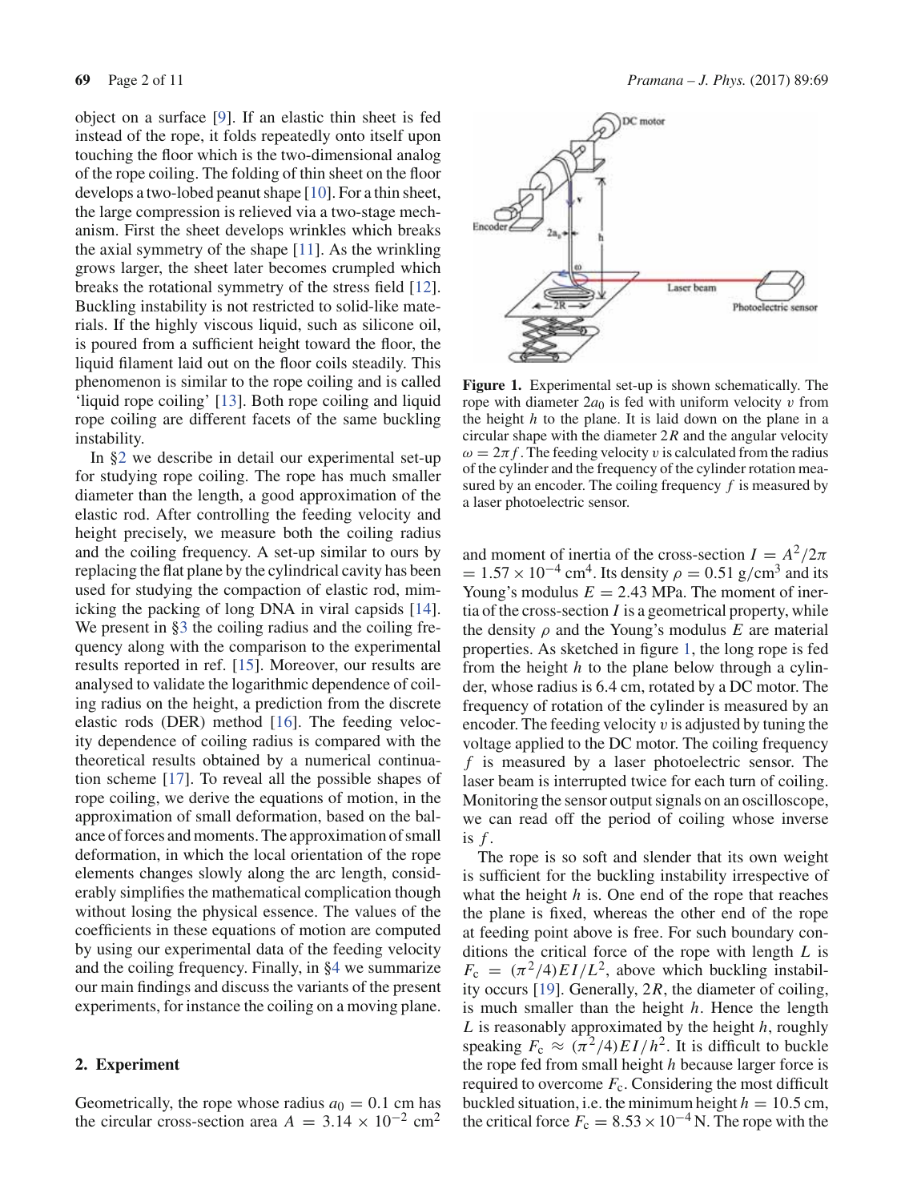object on a surface [9]. If an elastic thin sheet is fed instead of the rope, it folds repeatedly onto itself upon touching the floor which is the two-dimensional analog of the rope coiling. The folding of thin sheet on the floor develops a two-lobed peanut shape [10]. For a thin sheet, the large compression is relieved via a two-stage mechanism. First the sheet develops wrinkles which breaks the axial symmetry of the shape [11]. As the wrinkling grows larger, the sheet later becomes crumpled which breaks the rotational symmetry of the stress field [12]. Buckling instability is not restricted to solid-like materials. If the highly viscous liquid, such as silicone oil, is poured from a sufficient height toward the floor, the liquid filament laid out on the floor coils steadily. This phenomenon is similar to the rope coiling and is called 'liquid rope coiling' [13]. Both rope coiling and liquid rope coiling are different facets of the same buckling instability.

In §2 we describe in detail our experimental set-up for studying rope coiling. The rope has much smaller diameter than the length, a good approximation of the elastic rod. After controlling the feeding velocity and height precisely, we measure both the coiling radius and the coiling frequency. A set-up similar to ours by replacing the flat plane by the cylindrical cavity has been used for studying the compaction of elastic rod, mimicking the packing of long DNA in viral capsids [14]. We present in §3 the coiling radius and the coiling frequency along with the comparison to the experimental results reported in ref. [15]. Moreover, our results are analysed to validate the logarithmic dependence of coiling radius on the height, a prediction from the discrete elastic rods (DER) method [16]. The feeding velocity dependence of coiling radius is compared with the theoretical results obtained by a numerical continuation scheme [17]. To reveal all the possible shapes of rope coiling, we derive the equations of motion, in the approximation of small deformation, based on the balance of forces and moments. The approximation of small deformation, in which the local orientation of the rope elements changes slowly along the arc length, considerably simplifies the mathematical complication though without losing the physical essence. The values of the coefficients in these equations of motion are computed by using our experimental data of the feeding velocity and the coiling frequency. Finally, in §4 we summarize our main findings and discuss the variants of the present experiments, for instance the coiling on a moving plane.

## 2. Experiment

Geometrically, the rope whose radius $a_0 = 0.1$ cm has the circular cross-section area $A = 3.14 \times 10^{-2}$ cm$^2$ and moment of inertia of the cross-section $I = A^2/2\pi = 1.57 \times 10^{-4}$ cm$^4$. Its density $\rho = 0.51$ g/cm$^3$ and its Young's modulus $E = 2.43$ MPa. The moment of inertia of the cross-section $I$ is a geometrical property, while the density $\rho$ and the Young's modulus $E$ are material properties. As sketched in figure 1, the long rope is fed from the height $h$ to the plane below through a cylinder, whose radius is 6.4 cm, rotated by a DC motor. The frequency of rotation of the cylinder is measured by an encoder. The feeding velocity $v$ is adjusted by tuning the voltage applied to the DC motor. The coiling frequency $f$ is measured by a laser photoelectric sensor. The laser beam is interrupted twice for each turn of coiling. Monitoring the sensor output signals on an oscilloscope, we can read off the period of coiling whose inverse is $f$.

**Figure 1.** Experimental set-up is shown schematically. The rope with diameter $2a_0$ is fed with uniform velocity $v$ from the height $h$ to the plane. It is laid down on the plane in a circular shape with the diameter $2R$ and the angular velocity $\omega = 2\pi f$. The feeding velocity $v$ is calculated from the radius of the cylinder and the frequency of the cylinder rotation measured by an encoder. The coiling frequency $f$ is measured by a laser photoelectric sensor.

The rope is so soft and slender that its own weight is sufficient for the buckling instability irrespective of what the height $h$ is. One end of the rope that reaches the plane is fixed, whereas the other end of the rope at feeding point above is free. For such boundary conditions the critical force of the rope with length $L$ is $F_c = (\pi^2/4)EI/L^2$, above which buckling instability occurs [19]. Generally, $2R$, the diameter of coiling, is much smaller than the height $h$. Hence the length $L$ is reasonably approximated by the height $h$, roughly speaking $F_c \approx (\pi^2/4)EI/h^2$. It is difficult to buckle the rope fed from small height $h$ because larger force is required to overcome $F_c$. Considering the most difficult buckled situation, i.e. the minimum height $h = 10.5$ cm, the critical force $F_c = 8.53 \times 10^{-4}$ N. The rope with the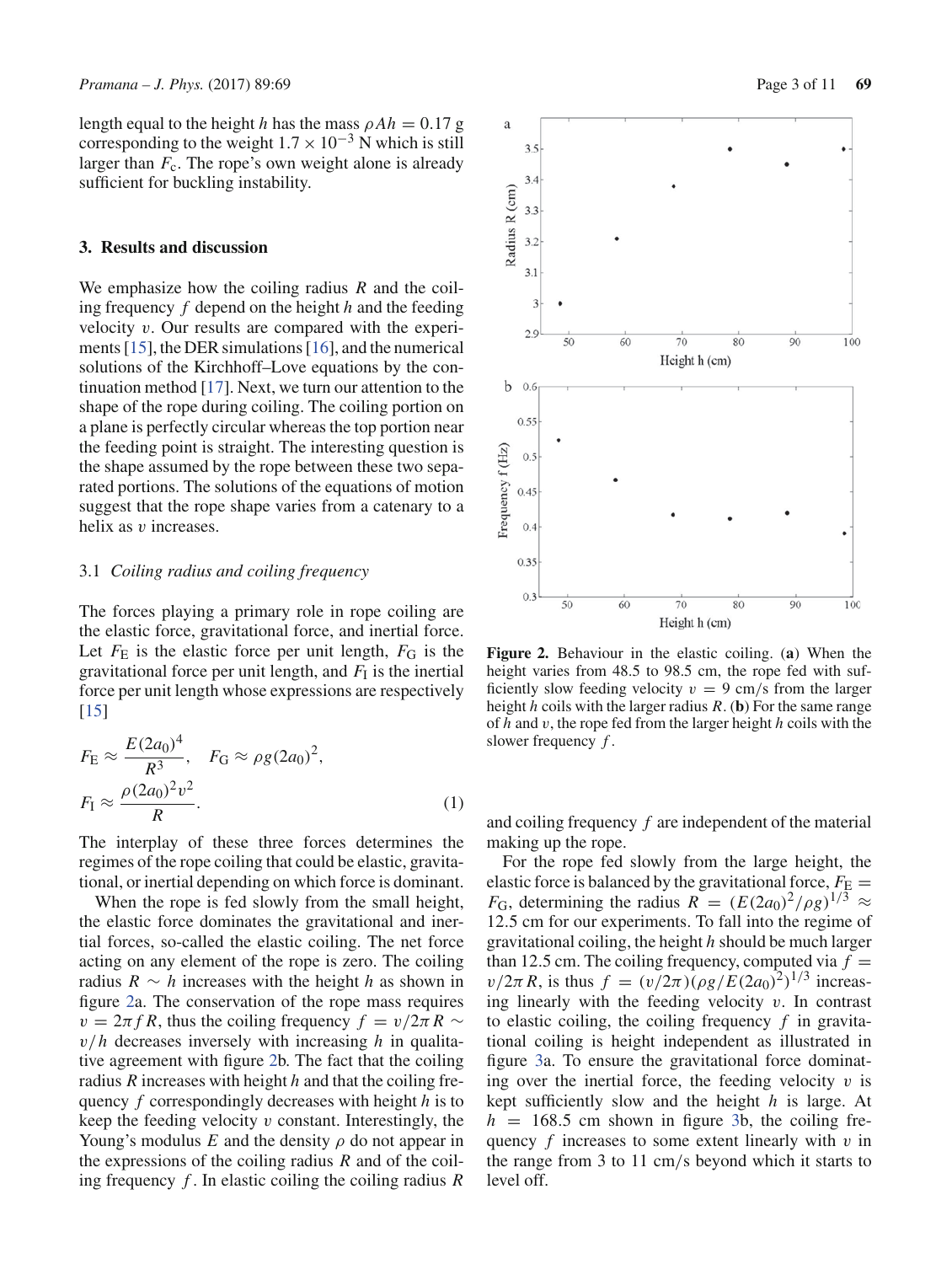length equal to the height $h$ has the mass $\rho Ah = 0.17$ g corresponding to the weight $1.7 \times 10^{-3}$ N which is still larger than $F_c$. The rope's own weight alone is already sufficient for buckling instability.

## 3. Results and discussion

We emphasize how the coiling radius $R$ and the coiling frequency $f$ depend on the height $h$ and the feeding velocity $v$. Our results are compared with the experiments [15], the DER simulations [16], and the numerical solutions of the Kirchhoff–Love equations by the continuation method [17]. Next, we turn our attention to the shape of the rope during coiling. The coiling portion on a plane is perfectly circular whereas the top portion near the feeding point is straight. The interesting question is the shape assumed by the rope between these two separated portions. The solutions of the equations of motion suggest that the rope shape varies from a catenary to a helix as $v$ increases.

### 3.1 *Coiling radius and coiling frequency*

The forces playing a primary role in rope coiling are the elastic force, gravitational force, and inertial force. Let $F_E$ is the elastic force per unit length, $F_G$ is the gravitational force per unit length, and $F_I$ is the inertial force per unit length whose expressions are respectively [15]

$$F_E \approx \frac{E(2a_0)^4}{R^3}, \quad F_G \approx \rho g(2a_0)^2,$$
$$F_I \approx \frac{\rho(2a_0)^2v^2}{R}. \tag{1}$$

The interplay of these three forces determines the regimes of the rope coiling that could be elastic, gravitational, or inertial depending on which force is dominant.

When the rope is fed slowly from the small height, the elastic force dominates the gravitational and inertial forces, so-called the elastic coiling. The net force acting on any element of the rope is zero. The coiling radius $R \sim h$ increases with the height $h$ as shown in figure 2a. The conservation of the rope mass requires $v = 2\pi f R$, thus the coiling frequency $f = v/2\pi R \sim v/h$ decreases inversely with increasing $h$ in qualitative agreement with figure 2b. The fact that the coiling radius $R$ increases with height $h$ and that the coiling frequency $f$ correspondingly decreases with height $h$ is to keep the feeding velocity $v$ constant. Interestingly, the Young's modulus $E$ and the density $\rho$ do not appear in the expressions of the coiling radius $R$ and of the coiling frequency $f$. In elastic coiling the coiling radius $R$ and coiling frequency $f$ are independent of the material making up the rope.

**Figure 2.** Behaviour in the elastic coiling. (**a**) When the height varies from 48.5 to 98.5 cm, the rope fed with sufficiently slow feeding velocity $v = 9$ cm/s from the larger height $h$ coils with the larger radius $R$. (**b**) For the same range of $h$ and $v$, the rope fed from the larger height $h$ coils with the slower frequency $f$.

For the rope fed slowly from the large height, the elastic force is balanced by the gravitational force, $F_E = F_G$, determining the radius $R = (E(2a_0)^2/\rho g)^{1/3} \approx 12.5$ cm for our experiments. To fall into the regime of gravitational coiling, the height $h$ should be much larger than 12.5 cm. The coiling frequency, computed via $f = v/2\pi R$, is thus $f = (v/2\pi)(\rho g/E(2a_0)^2)^{1/3}$ increasing linearly with the feeding velocity $v$. In contrast to elastic coiling, the coiling frequency $f$ in gravitational coiling is height independent as illustrated in figure 3a. To ensure the gravitational force dominating over the inertial force, the feeding velocity $v$ is kept sufficiently slow and the height $h$ is large. At $h = 168.5$ cm shown in figure 3b, the coiling frequency $f$ increases to some extent linearly with $v$ in the range from 3 to 11 cm/s beyond which it starts to level off.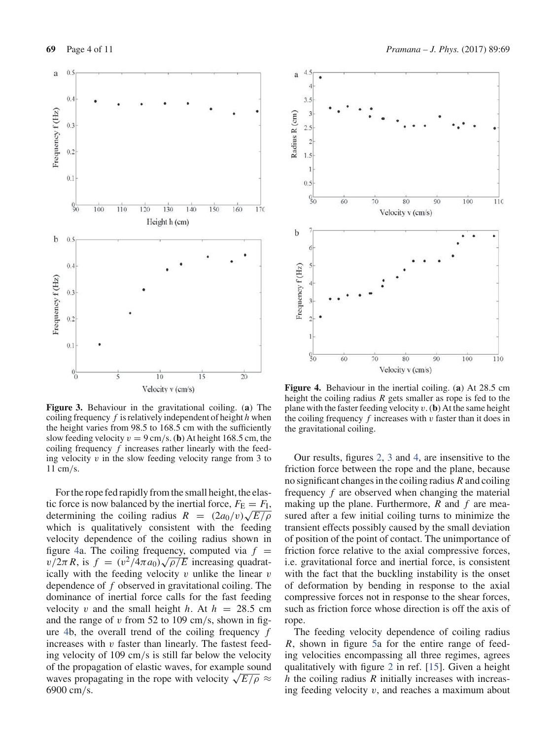**Figure 3.** Behaviour in the gravitational coiling. (**a**) The coiling frequency $f$ is relatively independent of height $h$ when the height varies from 98.5 to 168.5 cm with the sufficiently slow feeding velocity $v = 9$ cm/s. (**b**) At height 168.5 cm, the coiling frequency $f$ increases rather linearly with the feeding velocity $v$ in the slow feeding velocity range from 3 to 11 cm/s.

For the rope fed rapidly from the small height, the elastic force is now balanced by the inertial force, $F_E = F_I$, determining the coiling radius $R = (2a_0/v)\sqrt{E/\rho}$ which is qualitatively consistent with the feeding velocity dependence of the coiling radius shown in figure 4a. The coiling frequency, computed via $f = v/2\pi R$, is $f = (v^2/4\pi a_0)\sqrt{\rho/E}$ increasing quadratically with the feeding velocity $v$ unlike the linear $v$ dependence of $f$ observed in gravitational coiling. The dominance of inertial force calls for the fast feeding velocity $v$ and the small height $h$. At $h = 28.5$ cm and the range of $v$ from 52 to 109 cm/s, shown in figure 4b, the overall trend of the coiling frequency $f$ increases with $v$ faster than linearly. The fastest feeding velocity of 109 cm/s is still far below the velocity of the propagation of elastic waves, for example sound waves propagating in the rope with velocity $\sqrt{E/\rho} \approx 6900$ cm/s.

**Figure 4.** Behaviour in the inertial coiling. (**a**) At 28.5 cm height the coiling radius $R$ gets smaller as rope is fed to the plane with the faster feeding velocity $v$. (**b**) At the same height the coiling frequency $f$ increases with $v$ faster than it does in the gravitational coiling.

Our results, figures 2, 3 and 4, are insensitive to the friction force between the rope and the plane, because no significant changes in the coiling radius $R$ and coiling frequency $f$ are observed when changing the material making up the plane. Furthermore, $R$ and $f$ are measured after a few initial coiling turns to minimize the transient effects possibly caused by the small deviation of position of the point of contact. The unimportance of friction force relative to the axial compressive forces, i.e. gravitational force and inertial force, is consistent with the fact that the buckling instability is the onset of deformation by bending in response to the axial compressive forces not in response to the shear forces, such as friction force whose direction is off the axis of rope.

The feeding velocity dependence of coiling radius $R$, shown in figure 5a for the entire range of feeding velocities encompassing all three regimes, agrees qualitatively with figure 2 in ref. [15]. Given a height $h$ the coiling radius $R$ initially increases with increasing feeding velocity $v$, and reaches a maximum about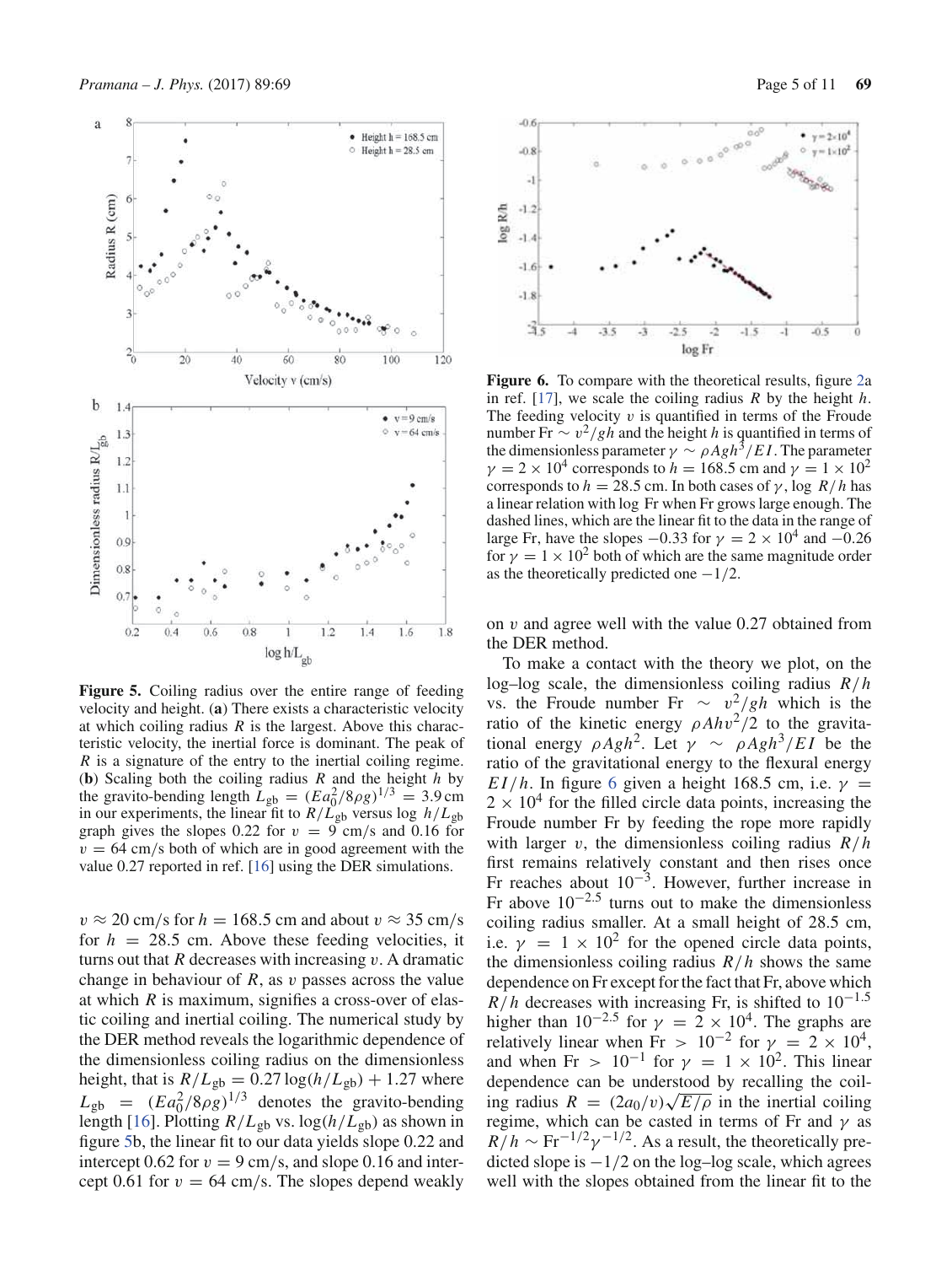**Figure 5.** Coiling radius over the entire range of feeding velocity and height. (**a**) There exists a characteristic velocity at which coiling radius $R$ is the largest. Above this characteristic velocity, the inertial force is dominant. The peak of $R$ is a signature of the entry to the inertial coiling regime. (**b**) Scaling both the coiling radius $R$ and the height $h$ by the gravito-bending length $L_{\mathrm{gb}} = (Ea_0^2/8\rho g)^{1/3} = 3.9$ cm in our experiments, the linear fit to $R/L_{\mathrm{gb}}$ versus $\log h/L_{\mathrm{gb}}$ graph gives the slopes 0.22 for $v = 9$ cm/s and 0.16 for $v = 64$ cm/s both of which are in good agreement with the value 0.27 reported in ref. [16] using the DER simulations.

$v \approx 20$ cm/s for $h = 168.5$ cm and about $v \approx 35$ cm/s for $h = 28.5$ cm. Above these feeding velocities, it turns out that $R$ decreases with increasing $v$. A dramatic change in behaviour of $R$, as $v$ passes across the value at which $R$ is maximum, signifies a cross-over of elastic coiling and inertial coiling. The numerical study by the DER method reveals the logarithmic dependence of the dimensionless coiling radius on the dimensionless height, that is $R/L_{\mathrm{gb}} = 0.27 \log(h/L_{\mathrm{gb}}) + 1.27$ where $L_{\mathrm{gb}} = (Ea_0^2/8\rho g)^{1/3}$ denotes the gravito-bending length [16]. Plotting $R/L_{\mathrm{gb}}$ vs. $\log(h/L_{\mathrm{gb}})$ as shown in figure 5b, the linear fit to our data yields slope 0.22 and intercept 0.62 for $v = 9$ cm/s, and slope 0.16 and intercept 0.61 for $v = 64$ cm/s. The slopes depend weakly on $v$ and agree well with the value 0.27 obtained from the DER method.

**Figure 6.** To compare with the theoretical results, figure 2a in ref. [17], we scale the coiling radius $R$ by the height $h$. The feeding velocity $v$ is quantified in terms of the Froude number $\mathrm{Fr} \sim v^2/gh$ and the height $h$ is quantified in terms of the dimensionless parameter $\gamma \sim \rho A g h^3/EI$. The parameter $\gamma = 2 \times 10^4$ corresponds to $h = 168.5$ cm and $\gamma = 1 \times 10^2$ corresponds to $h = 28.5$ cm. In both cases of $\gamma$, $\log R/h$ has a linear relation with $\log \mathrm{Fr}$ when Fr grows large enough. The dashed lines, which are the linear fit to the data in the range of large Fr, have the slopes $-0.33$ for $\gamma = 2 \times 10^4$ and $-0.26$ for $\gamma = 1 \times 10^2$ both of which are the same magnitude order as the theoretically predicted one $-1/2$.

To make a contact with the theory we plot, on the log–log scale, the dimensionless coiling radius $R/h$ vs. the Froude number $\mathrm{Fr} \sim v^2/gh$ which is the ratio of the kinetic energy $\rho A h v^2/2$ to the gravitational energy $\rho A g h^2$. Let $\gamma \sim \rho A g h^3/EI$ be the ratio of the gravitational energy to the flexural energy $EI/h$. In figure 6 given a height 168.5 cm, i.e. $\gamma = 2 \times 10^4$ for the filled circle data points, increasing the Froude number Fr by feeding the rope more rapidly with larger $v$, the dimensionless coiling radius $R/h$ first remains relatively constant and then rises once Fr reaches about $10^{-3}$. However, further increase in Fr above $10^{-2.5}$ turns out to make the dimensionless coiling radius smaller. At a small height of 28.5 cm, i.e. $\gamma = 1 \times 10^2$ for the opened circle data points, the dimensionless coiling radius $R/h$ shows the same dependence on Fr except for the fact that Fr, above which $R/h$ decreases with increasing Fr, is shifted to $10^{-1.5}$ higher than $10^{-2.5}$ for $\gamma = 2 \times 10^4$. The graphs are relatively linear when $\mathrm{Fr} > 10^{-2}$ for $\gamma = 2 \times 10^4$, and when $\mathrm{Fr} > 10^{-1}$ for $\gamma = 1 \times 10^2$. This linear dependence can be understood by recalling the coiling radius $R = (2a_0/v)\sqrt{E/\rho}$ in the inertial coiling regime, which can be casted in terms of Fr and $\gamma$ as $R/h \sim \mathrm{Fr}^{-1/2}\gamma^{-1/2}$. As a result, the theoretically predicted slope is $-1/2$ on the log–log scale, which agrees well with the slopes obtained from the linear fit to the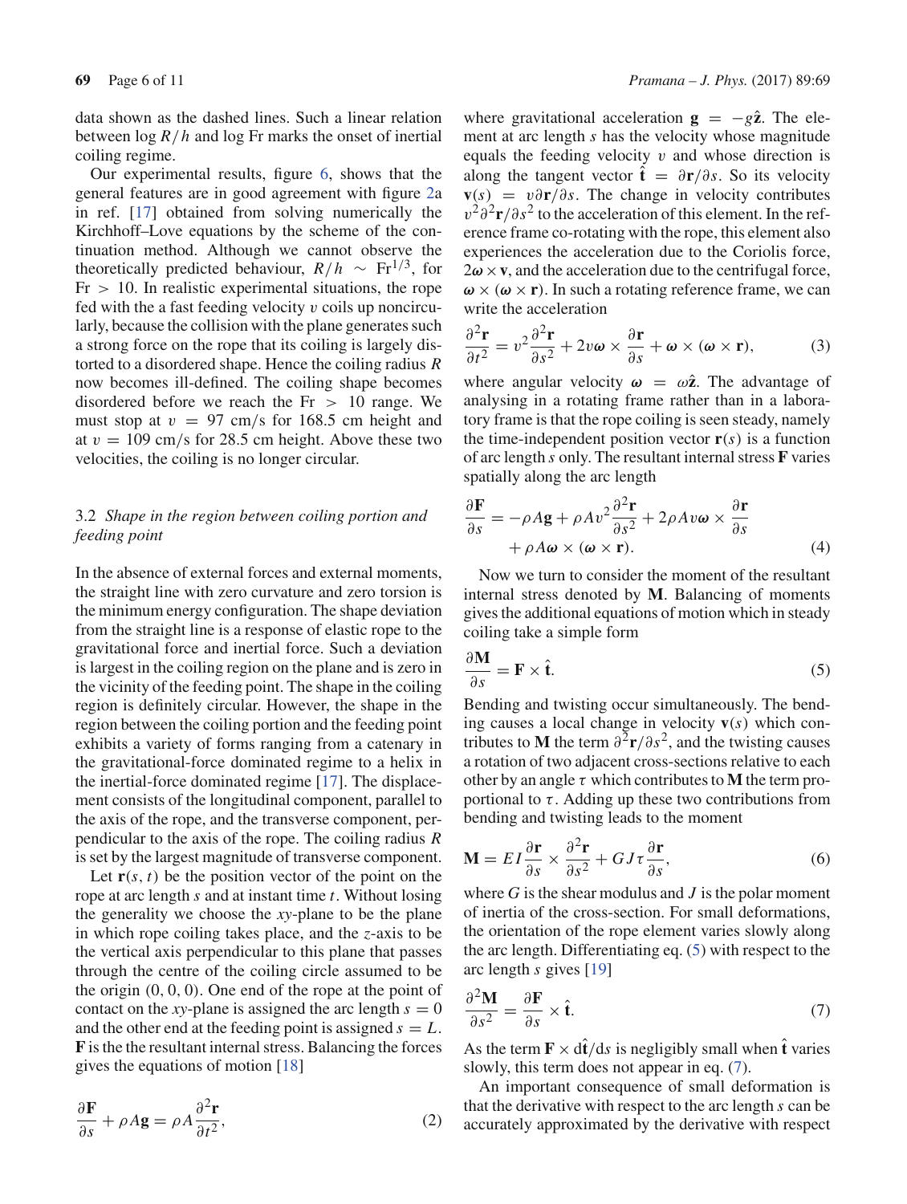data shown as the dashed lines. Such a linear relation between $\log R/h$ and $\log \mathrm{Fr}$ marks the onset of inertial coiling regime.

Our experimental results, figure 6, shows that the general features are in good agreement with figure 2a in ref. [17] obtained from solving numerically the Kirchhoff–Love equations by the scheme of the continuation method. Although we cannot observe the theoretically predicted behaviour, $R/h \sim \mathrm{Fr}^{1/3}$, for $\mathrm{Fr} > 10$. In realistic experimental situations, the rope fed with the a fast feeding velocity $v$ coils up noncircularly, because the collision with the plane generates such a strong force on the rope that its coiling is largely distorted to a disordered shape. Hence the coiling radius $R$ now becomes ill-defined. The coiling shape becomes disordered before we reach the $\mathrm{Fr} > 10$ range. We must stop at $v = 97$ cm/s for 168.5 cm height and at $v = 109$ cm/s for 28.5 cm height. Above these two velocities, the coiling is no longer circular.

### 3.2 *Shape in the region between coiling portion and feeding point*

In the absence of external forces and external moments, the straight line with zero curvature and zero torsion is the minimum energy configuration. The shape deviation from the straight line is a response of elastic rope to the gravitational force and inertial force. Such a deviation is largest in the coiling region on the plane and is zero in the vicinity of the feeding point. The shape in the coiling region is definitely circular. However, the shape in the region between the coiling portion and the feeding point exhibits a variety of forms ranging from a catenary in the gravitational-force dominated regime to a helix in the inertial-force dominated regime [17]. The displacement consists of the longitudinal component, parallel to the axis of the rope, and the transverse component, perpendicular to the axis of the rope. The coiling radius $R$ is set by the largest magnitude of transverse component.

Let $\mathbf{r}(s, t)$ be the position vector of the point on the rope at arc length $s$ and at instant time $t$. Without losing the generality we choose the $xy$-plane to be the plane in which rope coiling takes place, and the $z$-axis to be the vertical axis perpendicular to this plane that passes through the centre of the coiling circle assumed to be the origin $(0, 0, 0)$. One end of the rope at the point of contact on the $xy$-plane is assigned the arc length $s = 0$ and the other end at the feeding point is assigned $s = L$. $\mathbf{F}$ is the the resultant internal stress. Balancing the forces gives the equations of motion [18]

$$\frac{\partial \mathbf{F}}{\partial s} + \rho A \mathbf{g} = \rho A \frac{\partial^2 \mathbf{r}}{\partial t^2}, \tag{2}$$

where gravitational acceleration $\mathbf{g} = -g\hat{\mathbf{z}}$. The element at arc length $s$ has the velocity whose magnitude equals the feeding velocity $v$ and whose direction is along the tangent vector $\hat{\mathbf{t}} = \partial \mathbf{r}/\partial s$. So its velocity $\mathbf{v}(s) = v\partial \mathbf{r}/\partial s$. The change in velocity contributes $v^2 \partial^2 \mathbf{r}/\partial s^2$ to the acceleration of this element. In the reference frame co-rotating with the rope, this element also experiences the acceleration due to the Coriolis force, $2\boldsymbol{\omega} \times \mathbf{v}$, and the acceleration due to the centrifugal force, $\boldsymbol{\omega} \times (\boldsymbol{\omega} \times \mathbf{r})$. In such a rotating reference frame, we can write the acceleration

$$\frac{\partial^2 \mathbf{r}}{\partial t^2} = v^2 \frac{\partial^2 \mathbf{r}}{\partial s^2} + 2v\boldsymbol{\omega} \times \frac{\partial \mathbf{r}}{\partial s} + \boldsymbol{\omega} \times (\boldsymbol{\omega} \times \mathbf{r}), \tag{3}$$

where angular velocity $\boldsymbol{\omega} = \omega\hat{\mathbf{z}}$. The advantage of analysing in a rotating frame rather than in a laboratory frame is that the rope coiling is seen steady, namely the time-independent position vector $\mathbf{r}(s)$ is a function of arc length $s$ only. The resultant internal stress $\mathbf{F}$ varies spatially along the arc length

$$\frac{\partial \mathbf{F}}{\partial s} = -\rho A \mathbf{g} + \rho A v^2 \frac{\partial^2 \mathbf{r}}{\partial s^2} + 2\rho A v \boldsymbol{\omega} \times \frac{\partial \mathbf{r}}{\partial s} + \rho A \boldsymbol{\omega} \times (\boldsymbol{\omega} \times \mathbf{r}). \tag{4}$$

Now we turn to consider the moment of the resultant internal stress denoted by $\mathbf{M}$. Balancing of moments gives the additional equations of motion which in steady coiling take a simple form

$$\frac{\partial \mathbf{M}}{\partial s} = \mathbf{F} \times \hat{\mathbf{t}}. \tag{5}$$

Bending and twisting occur simultaneously. The bending causes a local change in velocity $\mathbf{v}(s)$ which contributes to $\mathbf{M}$ the term $\partial^2 \mathbf{r}/\partial s^2$, and the twisting causes a rotation of two adjacent cross-sections relative to each other by an angle $\tau$ which contributes to $\mathbf{M}$ the term proportional to $\tau$. Adding up these two contributions from bending and twisting leads to the moment

$$\mathbf{M} = EI \frac{\partial \mathbf{r}}{\partial s} \times \frac{\partial^2 \mathbf{r}}{\partial s^2} + GJ\tau \frac{\partial \mathbf{r}}{\partial s}, \tag{6}$$

where $G$ is the shear modulus and $J$ is the polar moment of inertia of the cross-section. For small deformations, the orientation of the rope element varies slowly along the arc length. Differentiating eq. (5) with respect to the arc length $s$ gives [19]

$$\frac{\partial^2 \mathbf{M}}{\partial s^2} = \frac{\partial \mathbf{F}}{\partial s} \times \hat{\mathbf{t}}. \tag{7}$$

As the term $\mathbf{F} \times \mathrm{d}\hat{\mathbf{t}}/\mathrm{d}s$ is negligibly small when $\hat{\mathbf{t}}$ varies slowly, this term does not appear in eq. (7).

An important consequence of small deformation is that the derivative with respect to the arc length $s$ can be accurately approximated by the derivative with respect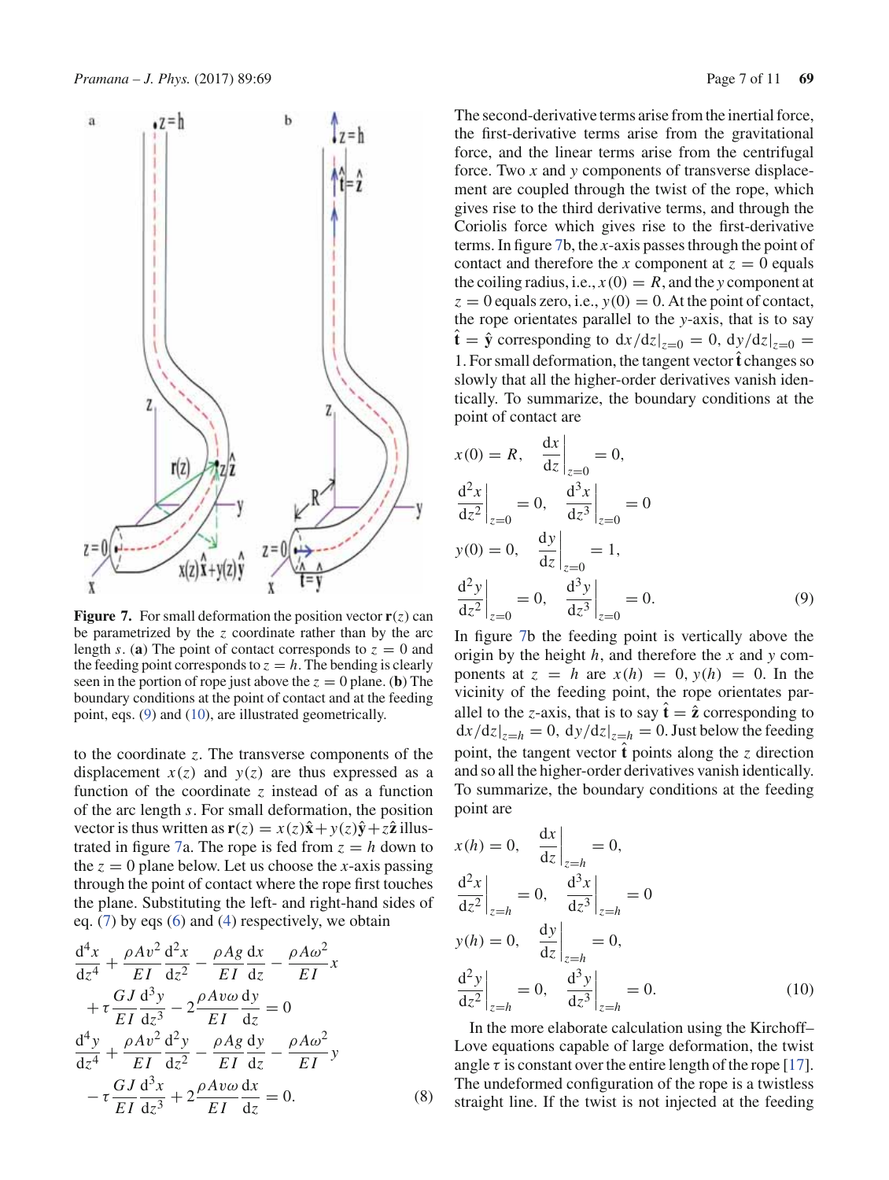**Figure 7.** For small deformation the position vector $\mathbf{r}(z)$ can be parametrized by the $z$ coordinate rather than by the arc length $s$. (**a**) The point of contact corresponds to $z = 0$ and the feeding point corresponds to $z = h$. The bending is clearly seen in the portion of rope just above the $z = 0$ plane. (**b**) The boundary conditions at the point of contact and at the feeding point, eqs. (9) and (10), are illustrated geometrically.

to the coordinate $z$. The transverse components of the displacement $x(z)$ and $y(z)$ are thus expressed as a function of the coordinate $z$ instead of as a function of the arc length $s$. For small deformation, the position vector is thus written as $\mathbf{r}(z) = x(z)\hat{\mathbf{x}} + y(z)\hat{\mathbf{y}} + z\hat{\mathbf{z}}$ illustrated in figure 7a. The rope is fed from $z = h$ down to the $z = 0$ plane below. Let us choose the $x$-axis passing through the point of contact where the rope first touches the plane. Substituting the left- and right-hand sides of eq. (7) by eqs (6) and (4) respectively, we obtain

$$
\begin{aligned}
&\frac{\mathrm{d}^4 x}{\mathrm{d}z^4} + \frac{\rho A v^2}{EI}\frac{\mathrm{d}^2 x}{\mathrm{d}z^2} - \frac{\rho A g}{EI}\frac{\mathrm{d}x}{\mathrm{d}z} - \frac{\rho A \omega^2}{EI}x \\
&\quad + \tau\frac{GJ}{EI}\frac{\mathrm{d}^3 y}{\mathrm{d}z^3} - 2\frac{\rho A v \omega}{EI}\frac{\mathrm{d}y}{\mathrm{d}z} = 0 \\
&\frac{\mathrm{d}^4 y}{\mathrm{d}z^4} + \frac{\rho A v^2}{EI}\frac{\mathrm{d}^2 y}{\mathrm{d}z^2} - \frac{\rho A g}{EI}\frac{\mathrm{d}y}{\mathrm{d}z} - \frac{\rho A \omega^2}{EI}y \\
&\quad - \tau\frac{GJ}{EI}\frac{\mathrm{d}^3 x}{\mathrm{d}z^3} + 2\frac{\rho A v \omega}{EI}\frac{\mathrm{d}x}{\mathrm{d}z} = 0.
\end{aligned}
\tag{8}
$$

The second-derivative terms arise from the inertial force, the first-derivative terms arise from the gravitational force, and the linear terms arise from the centrifugal force. Two $x$ and $y$ components of transverse displacement are coupled through the twist of the rope, which gives rise to the third derivative terms, and through the Coriolis force which gives rise to the first-derivative terms. In figure 7b, the $x$-axis passes through the point of contact and therefore the $x$ component at $z = 0$ equals the coiling radius, i.e., $x(0) = R$, and the $y$ component at $z = 0$ equals zero, i.e., $y(0) = 0$. At the point of contact, the rope orientates parallel to the $y$-axis, that is to say $\hat{\mathbf{t}} = \hat{\mathbf{y}}$ corresponding to $\mathrm{d}x/\mathrm{d}z|_{z=0} = 0$, $\mathrm{d}y/\mathrm{d}z|_{z=0} = 1$. For small deformation, the tangent vector $\hat{\mathbf{t}}$ changes so slowly that all the higher-order derivatives vanish identically. To summarize, the boundary conditions at the point of contact are

$$
\begin{aligned}
&x(0) = R, \quad \left.\frac{\mathrm{d}x}{\mathrm{d}z}\right|_{z=0} = 0, \\
&\left.\frac{\mathrm{d}^2 x}{\mathrm{d}z^2}\right|_{z=0} = 0, \quad \left.\frac{\mathrm{d}^3 x}{\mathrm{d}z^3}\right|_{z=0} = 0 \\
&y(0) = 0, \quad \left.\frac{\mathrm{d}y}{\mathrm{d}z}\right|_{z=0} = 1, \\
&\left.\frac{\mathrm{d}^2 y}{\mathrm{d}z^2}\right|_{z=0} = 0, \quad \left.\frac{\mathrm{d}^3 y}{\mathrm{d}z^3}\right|_{z=0} = 0.
\end{aligned}
\tag{9}
$$

In figure 7b the feeding point is vertically above the origin by the height $h$, and therefore the $x$ and $y$ components at $z = h$ are $x(h) = 0$, $y(h) = 0$. In the vicinity of the feeding point, the rope orientates parallel to the $z$-axis, that is to say $\hat{\mathbf{t}} = \hat{\mathbf{z}}$ corresponding to $\mathrm{d}x/\mathrm{d}z|_{z=h} = 0$, $\mathrm{d}y/\mathrm{d}z|_{z=h} = 0$. Just below the feeding point, the tangent vector $\hat{\mathbf{t}}$ points along the $z$ direction and so all the higher-order derivatives vanish identically. To summarize, the boundary conditions at the feeding point are

$$
\begin{aligned}
&x(h) = 0, \quad \left.\frac{\mathrm{d}x}{\mathrm{d}z}\right|_{z=h} = 0, \\
&\left.\frac{\mathrm{d}^2 x}{\mathrm{d}z^2}\right|_{z=h} = 0, \quad \left.\frac{\mathrm{d}^3 x}{\mathrm{d}z^3}\right|_{z=h} = 0 \\
&y(h) = 0, \quad \left.\frac{\mathrm{d}y}{\mathrm{d}z}\right|_{z=h} = 0, \\
&\left.\frac{\mathrm{d}^2 y}{\mathrm{d}z^2}\right|_{z=h} = 0, \quad \left.\frac{\mathrm{d}^3 y}{\mathrm{d}z^3}\right|_{z=h} = 0.
\end{aligned}
\tag{10}
$$

In the more elaborate calculation using the Kirchoff–Love equations capable of large deformation, the twist angle $\tau$ is constant over the entire length of the rope [17]. The undeformed configuration of the rope is a twistless straight line. If the twist is not injected at the feeding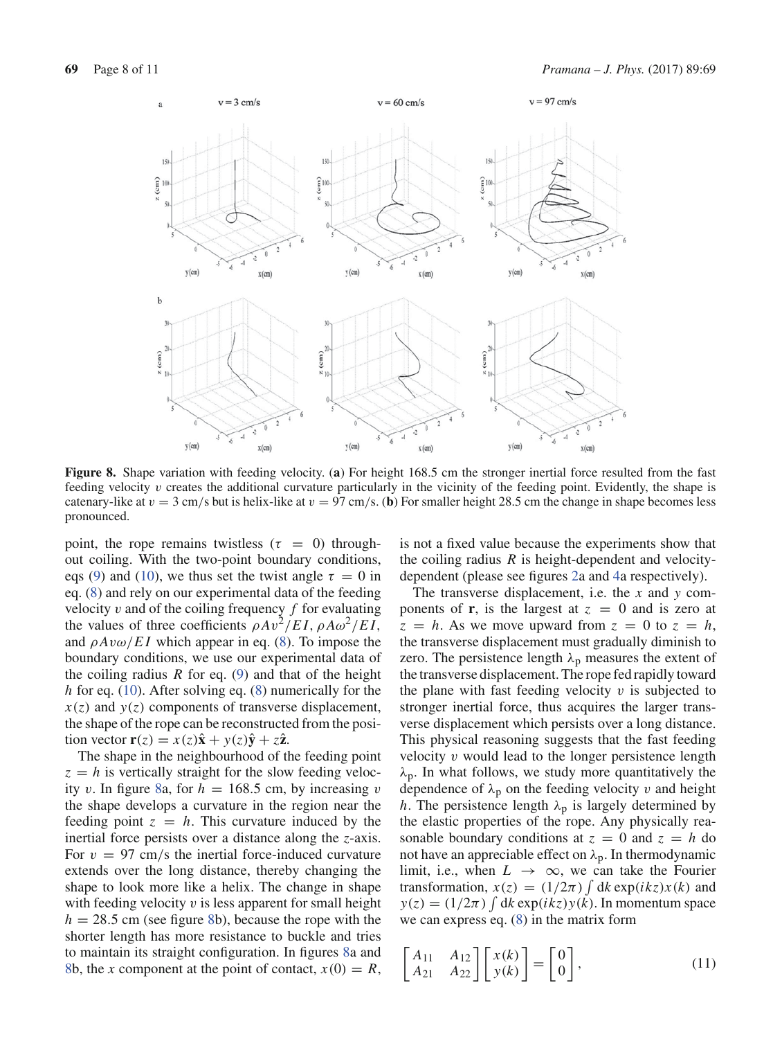**Figure 8.** Shape variation with feeding velocity. (**a**) For height 168.5 cm the stronger inertial force resulted from the fast feeding velocity $v$ creates the additional curvature particularly in the vicinity of the feeding point. Evidently, the shape is catenary-like at $v = 3$ cm/s but is helix-like at $v = 97$ cm/s. (**b**) For smaller height 28.5 cm the change in shape becomes less pronounced.

point, the rope remains twistless ($\tau = 0$) throughout coiling. With the two-point boundary conditions, eqs (9) and (10), we thus set the twist angle $\tau = 0$ in eq. (8) and rely on our experimental data of the feeding velocity $v$ and of the coiling frequency $f$ for evaluating the values of three coefficients $\rho A v^2/EI$, $\rho A \omega^2/EI$, and $\rho A v \omega/EI$ which appear in eq. (8). To impose the boundary conditions, we use our experimental data of the coiling radius $R$ for eq. (9) and that of the height $h$ for eq. (10). After solving eq. (8) numerically for the $x(z)$ and $y(z)$ components of transverse displacement, the shape of the rope can be reconstructed from the position vector $\mathbf{r}(z) = x(z)\hat{\mathbf{x}} + y(z)\hat{\mathbf{y}} + z\hat{\mathbf{z}}$.

The shape in the neighbourhood of the feeding point $z = h$ is vertically straight for the slow feeding velocity $v$. In figure 8a, for $h = 168.5$ cm, by increasing $v$ the shape develops a curvature in the region near the feeding point $z = h$. This curvature induced by the inertial force persists over a distance along the $z$-axis. For $v = 97$ cm/s the inertial force-induced curvature extends over the long distance, thereby changing the shape to look more like a helix. The change in shape with feeding velocity $v$ is less apparent for small height $h = 28.5$ cm (see figure 8b), because the rope with the shorter length has more resistance to buckle and tries to maintain its straight configuration. In figures 8a and 8b, the $x$ component at the point of contact, $x(0) = R$, is not a fixed value because the experiments show that the coiling radius $R$ is height-dependent and velocity-dependent (please see figures 2a and 4a respectively).

The transverse displacement, i.e. the $x$ and $y$ components of $\mathbf{r}$, is the largest at $z = 0$ and is zero at $z = h$. As we move upward from $z = 0$ to $z = h$, the transverse displacement must gradually diminish to zero. The persistence length $\lambda_p$ measures the extent of the transverse displacement. The rope fed rapidly toward the plane with fast feeding velocity $v$ is subjected to stronger inertial force, thus acquires the larger transverse displacement which persists over a long distance. This physical reasoning suggests that the fast feeding velocity $v$ would lead to the longer persistence length $\lambda_p$. In what follows, we study more quantitatively the dependence of $\lambda_p$ on the feeding velocity $v$ and height $h$. The persistence length $\lambda_p$ is largely determined by the elastic properties of the rope. Any physically reasonable boundary conditions at $z = 0$ and $z = h$ do not have an appreciable effect on $\lambda_p$. In thermodynamic limit, i.e., when $L \to \infty$, we can take the Fourier transformation, $x(z) = (1/2\pi) \int \mathrm{d}k \exp(ikz) x(k)$ and $y(z) = (1/2\pi) \int \mathrm{d}k \exp(ikz) y(k)$. In momentum space we can express eq. (8) in the matrix form

$$\begin{bmatrix} A_{11} & A_{12} \\ A_{21} & A_{22} \end{bmatrix} \begin{bmatrix} x(k) \\ y(k) \end{bmatrix} = \begin{bmatrix} 0 \\ 0 \end{bmatrix}, \tag{11}$$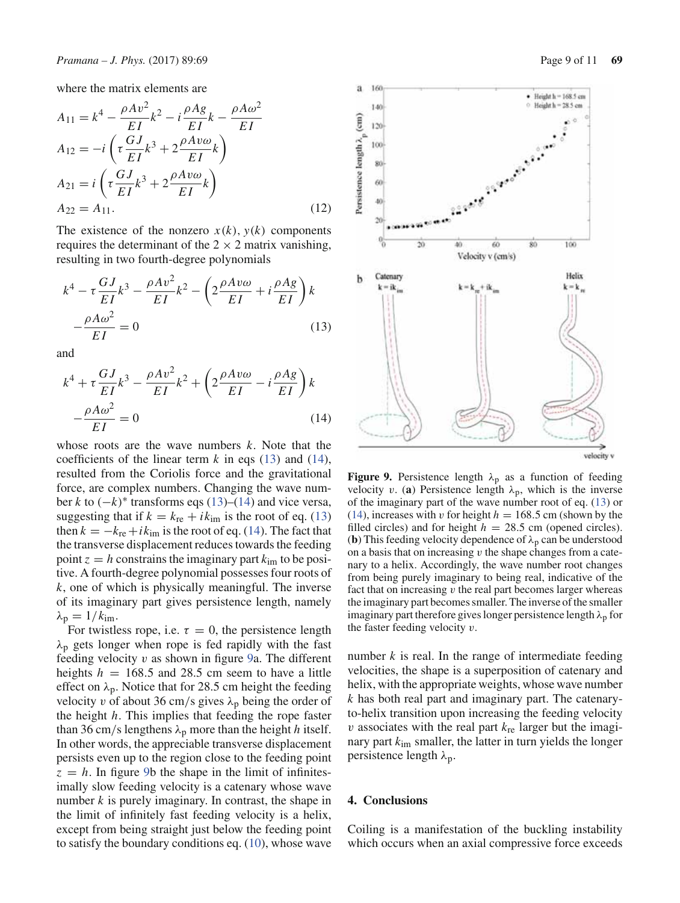where the matrix elements are

$$
\begin{aligned}
A_{11} &= k^4 - \frac{\rho A v^2}{EI}k^2 - i\frac{\rho A g}{EI}k - \frac{\rho A \omega^2}{EI} \\
A_{12} &= -i\left(\tau\frac{GJ}{EI}k^3 + 2\frac{\rho A v \omega}{EI}k\right) \\
A_{21} &= i\left(\tau\frac{GJ}{EI}k^3 + 2\frac{\rho A v \omega}{EI}k\right) \\
A_{22} &= A_{11}.
\end{aligned}
\tag{12}
$$

The existence of the nonzero $x(k)$, $y(k)$ components requires the determinant of the $2 \times 2$ matrix vanishing, resulting in two fourth-degree polynomials

$$
k^4 - \tau\frac{GJ}{EI}k^3 - \frac{\rho A v^2}{EI}k^2 - \left(2\frac{\rho A v \omega}{EI} + i\frac{\rho A g}{EI}\right)k - \frac{\rho A \omega^2}{EI} = 0 \tag{13}
$$

and

$$
k^4 + \tau\frac{GJ}{EI}k^3 - \frac{\rho A v^2}{EI}k^2 + \left(2\frac{\rho A v \omega}{EI} - i\frac{\rho A g}{EI}\right)k - \frac{\rho A \omega^2}{EI} = 0 \tag{14}
$$

whose roots are the wave numbers $k$. Note that the coefficients of the linear term $k$ in eqs (13) and (14), resulted from the Coriolis force and the gravitational force, are complex numbers. Changing the wave number $k$ to $(-k)^*$ transforms eqs (13)–(14) and vice versa, suggesting that if $k = k_{\rm re} + ik_{\rm im}$ is the root of eq. (13) then $k = -k_{\rm re} + ik_{\rm im}$ is the root of eq. (14). The fact that the transverse displacement reduces towards the feeding point $z = h$ constrains the imaginary part $k_{\rm im}$ to be positive. A fourth-degree polynomial possesses four roots of $k$, one of which is physically meaningful. The inverse of its imaginary part gives persistence length, namely $\lambda_{\rm p} = 1/k_{\rm im}$.

For twistless rope, i.e. $\tau = 0$, the persistence length $\lambda_{\rm p}$ gets longer when rope is fed rapidly with the fast feeding velocity $v$ as shown in figure 9a. The different heights $h = 168.5$ and $28.5$ cm seem to have a little effect on $\lambda_{\rm p}$. Notice that for $28.5$ cm height the feeding velocity $v$ of about $36$ cm/s gives $\lambda_{\rm p}$ being the order of the height $h$. This implies that feeding the rope faster than $36$ cm/s lengthens $\lambda_{\rm p}$ more than the height $h$ itself. In other words, the appreciable transverse displacement persists even up to the region close to the feeding point $z = h$. In figure 9b the shape in the limit of infinitesimally slow feeding velocity is a catenary whose wave number $k$ is purely imaginary. In contrast, the shape in the limit of infinitely fast feeding velocity is a helix, except from being straight just below the feeding point to satisfy the boundary conditions eq. (10), whose wave number $k$ is real. In the range of intermediate feeding velocities, the shape is a superposition of catenary and helix, with the appropriate weights, whose wave number $k$ has both real part and imaginary part. The catenary-to-helix transition upon increasing the feeding velocity $v$ associates with the real part $k_{\rm re}$ larger but the imaginary part $k_{\rm im}$ smaller, the latter in turn yields the longer persistence length $\lambda_{\rm p}$.

**Figure 9.** Persistence length $\lambda_{\rm p}$ as a function of feeding velocity $v$. (**a**) Persistence length $\lambda_{\rm p}$, which is the inverse of the imaginary part of the wave number root of eq. (13) or (14), increases with $v$ for height $h = 168.5$ cm (shown by the filled circles) and for height $h = 28.5$ cm (opened circles). (**b**) This feeding velocity dependence of $\lambda_{\rm p}$ can be understood on a basis that on increasing $v$ the shape changes from a catenary to a helix. Accordingly, the wave number root changes from being purely imaginary to being real, indicative of the fact that on increasing $v$ the real part becomes larger whereas the imaginary part becomes smaller. The inverse of the smaller imaginary part therefore gives longer persistence length $\lambda_{\rm p}$ for the faster feeding velocity $v$.

## 4. Conclusions

Coiling is a manifestation of the buckling instability which occurs when an axial compressive force exceeds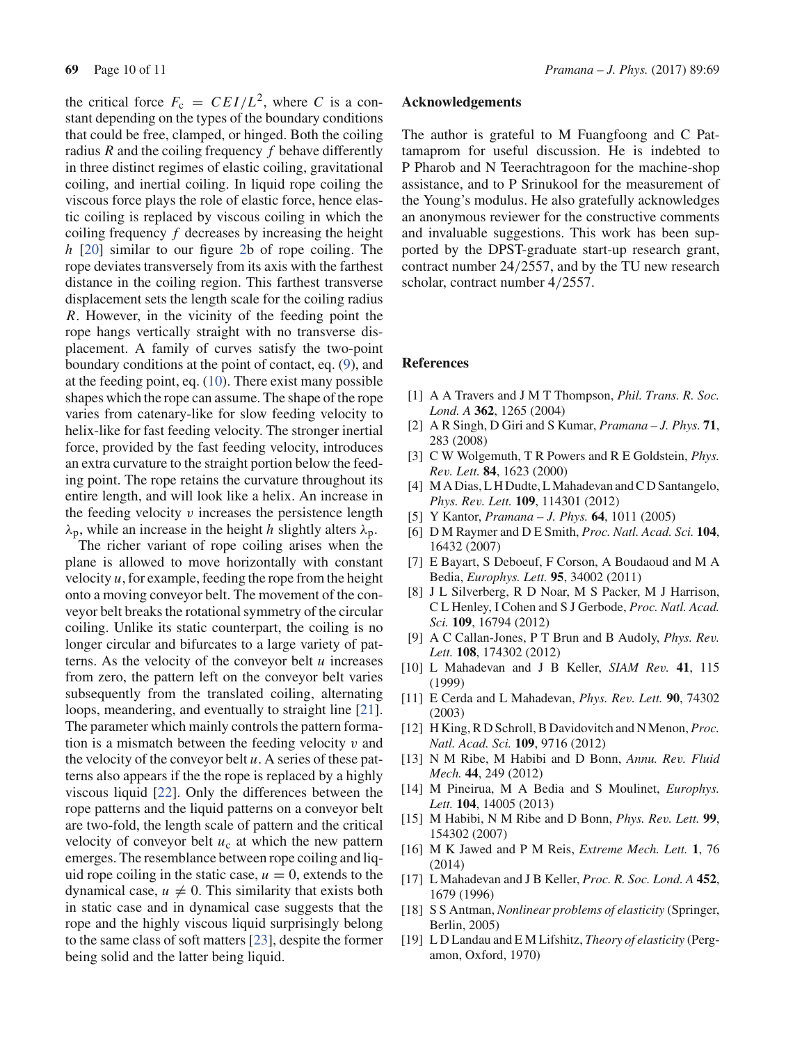the critical force $F_c = CEI/L^2$, where $C$ is a constant depending on the types of the boundary conditions that could be free, clamped, or hinged. Both the coiling radius $R$ and the coiling frequency $f$ behave differently in three distinct regimes of elastic coiling, gravitational coiling, and inertial coiling. In liquid rope coiling the viscous force plays the role of elastic force, hence elastic coiling is replaced by viscous coiling in which the coiling frequency $f$ decreases by increasing the height $h$ [20] similar to our figure 2b of rope coiling. The rope deviates transversely from its axis with the farthest distance in the coiling region. This farthest transverse displacement sets the length scale for the coiling radius $R$. However, in the vicinity of the feeding point the rope hangs vertically straight with no transverse displacement. A family of curves satisfy the two-point boundary conditions at the point of contact, eq. (9), and at the feeding point, eq. (10). There exist many possible shapes which the rope can assume. The shape of the rope varies from catenary-like for slow feeding velocity to helix-like for fast feeding velocity. The stronger inertial force, provided by the fast feeding velocity, introduces an extra curvature to the straight portion below the feeding point. The rope retains the curvature throughout its entire length, and will look like a helix. An increase in the feeding velocity $v$ increases the persistence length $\lambda_p$, while an increase in the height $h$ slightly alters $\lambda_p$.

The richer variant of rope coiling arises when the plane is allowed to move horizontally with constant velocity $u$, for example, feeding the rope from the height onto a moving conveyor belt. The movement of the conveyor belt breaks the rotational symmetry of the circular coiling. Unlike its static counterpart, the coiling is no longer circular and bifurcates to a large variety of patterns. As the velocity of the conveyor belt $u$ increases from zero, the pattern left on the conveyor belt varies subsequently from the translated coiling, alternating loops, meandering, and eventually to straight line [21]. The parameter which mainly controls the pattern formation is a mismatch between the feeding velocity $v$ and the velocity of the conveyor belt $u$. A series of these patterns also appears if the the rope is replaced by a highly viscous liquid [22]. Only the differences between the rope patterns and the liquid patterns on a conveyor belt are two-fold, the length scale of pattern and the critical velocity of conveyor belt $u_c$ at which the new pattern emerges. The resemblance between rope coiling and liquid rope coiling in the static case, $u = 0$, extends to the dynamical case, $u \neq 0$. This similarity that exists both in static case and in dynamical case suggests that the rope and the highly viscous liquid surprisingly belong to the same class of soft matters [23], despite the former being solid and the latter being liquid.

## Acknowledgements

The author is grateful to M Fuangfoong and C Pattamaprom for useful discussion. He is indebted to P Pharob and N Teerachtragoon for the machine-shop assistance, and to P Srinukool for the measurement of the Young's modulus. He also gratefully acknowledges an anonymous reviewer for the constructive comments and invaluable suggestions. This work has been supported by the DPST-graduate start-up research grant, contract number 24/2557, and by the TU new research scholar, contract number 4/2557.

## References

[1] A A Travers and J M T Thompson, *Phil. Trans. R. Soc. Lond. A* **362**, 1265 (2004)

[2] A R Singh, D Giri and S Kumar, *Pramana – J. Phys.* **71**, 283 (2008)

[3] C W Wolgemuth, T R Powers and R E Goldstein, *Phys. Rev. Lett.* **84**, 1623 (2000)

[4] M A Dias, L H Dudte, L Mahadevan and C D Santangelo, *Phys. Rev. Lett.* **109**, 114301 (2012)

[5] Y Kantor, *Pramana – J. Phys.* **64**, 1011 (2005)

[6] D M Raymer and D E Smith, *Proc. Natl. Acad. Sci.* **104**, 16432 (2007)

[7] E Bayart, S Deboeuf, F Corson, A Boudaoud and M A Bedia, *Europhys. Lett.* **95**, 34002 (2011)

[8] J L Silverberg, R D Noar, M S Packer, M J Harrison, C L Henley, I Cohen and S J Gerbode, *Proc. Natl. Acad. Sci.* **109**, 16794 (2012)

[9] A C Callan-Jones, P T Brun and B Audoly, *Phys. Rev. Lett.* **108**, 174302 (2012)

[10] L Mahadevan and J B Keller, *SIAM Rev.* **41**, 115 (1999)

[11] E Cerda and L Mahadevan, *Phys. Rev. Lett.* **90**, 74302 (2003)

[12] H King, R D Schroll, B Davidovitch and N Menon, *Proc. Natl. Acad. Sci.* **109**, 9716 (2012)

[13] N M Ribe, M Habibi and D Bonn, *Annu. Rev. Fluid Mech.* **44**, 249 (2012)

[14] M Pineirua, M A Bedia and S Moulinet, *Europhys. Lett.* **104**, 14005 (2013)

[15] M Habibi, N M Ribe and D Bonn, *Phys. Rev. Lett.* **99**, 154302 (2007)

[16] M K Jawed and P M Reis, *Extreme Mech. Lett.* **1**, 76 (2014)

[17] L Mahadevan and J B Keller, *Proc. R. Soc. Lond. A* **452**, 1679 (1996)

[18] S S Antman, *Nonlinear problems of elasticity* (Springer, Berlin, 2005)

[19] L D Landau and E M Lifshitz, *Theory of elasticity* (Pergamon, Oxford, 1970)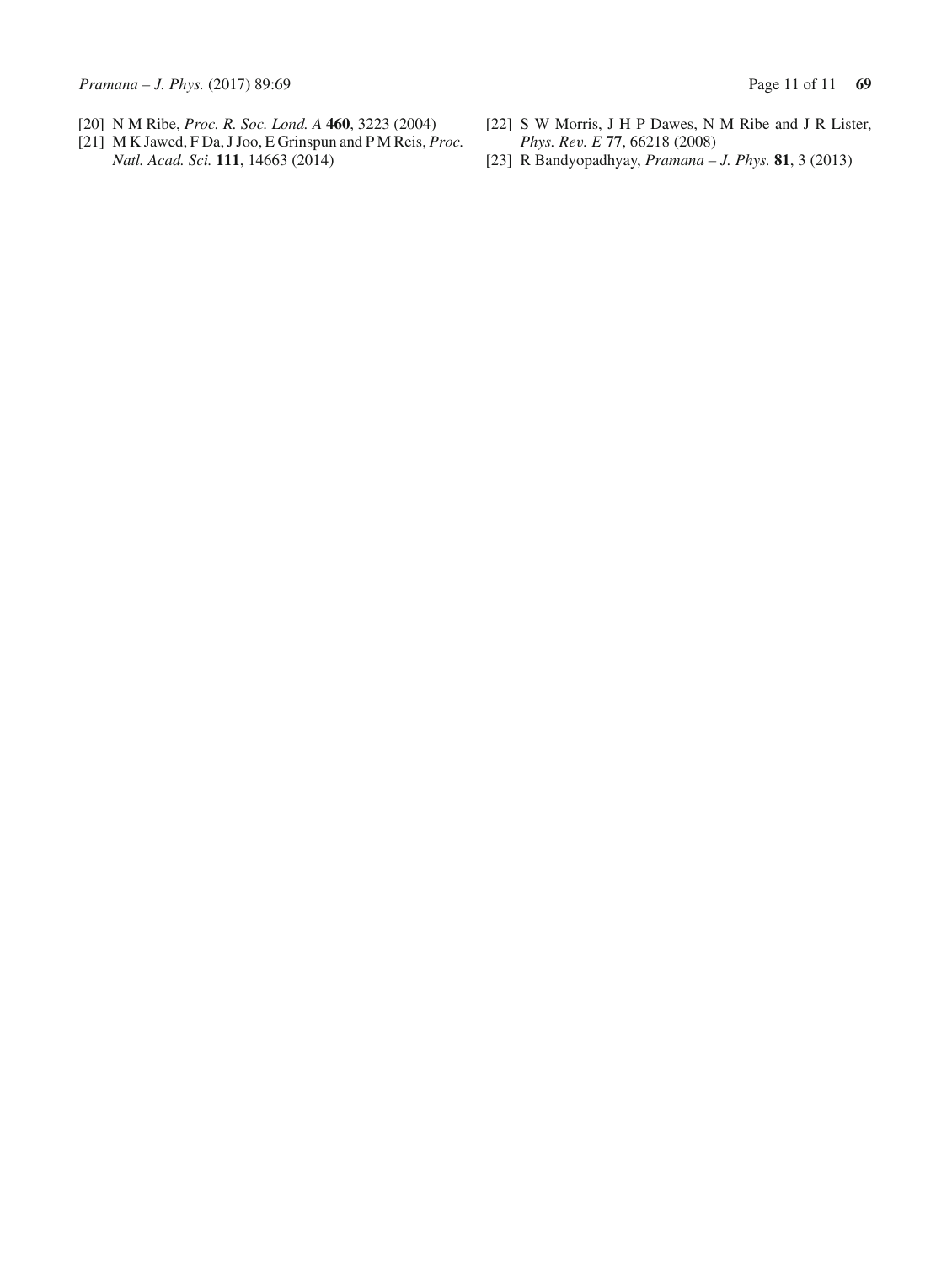[20] N M Ribe, *Proc. R. Soc. Lond. A* **460**, 3223 (2004)

[21] M K Jawed, F Da, J Joo, E Grinspun and P M Reis, *Proc. Natl. Acad. Sci.* **111**, 14663 (2014)

[22] S W Morris, J H P Dawes, N M Ribe and J R Lister, *Phys. Rev. E* **77**, 66218 (2008)

[23] R Bandyopadhyay, *Pramana – J. Phys.* **81**, 3 (2013)